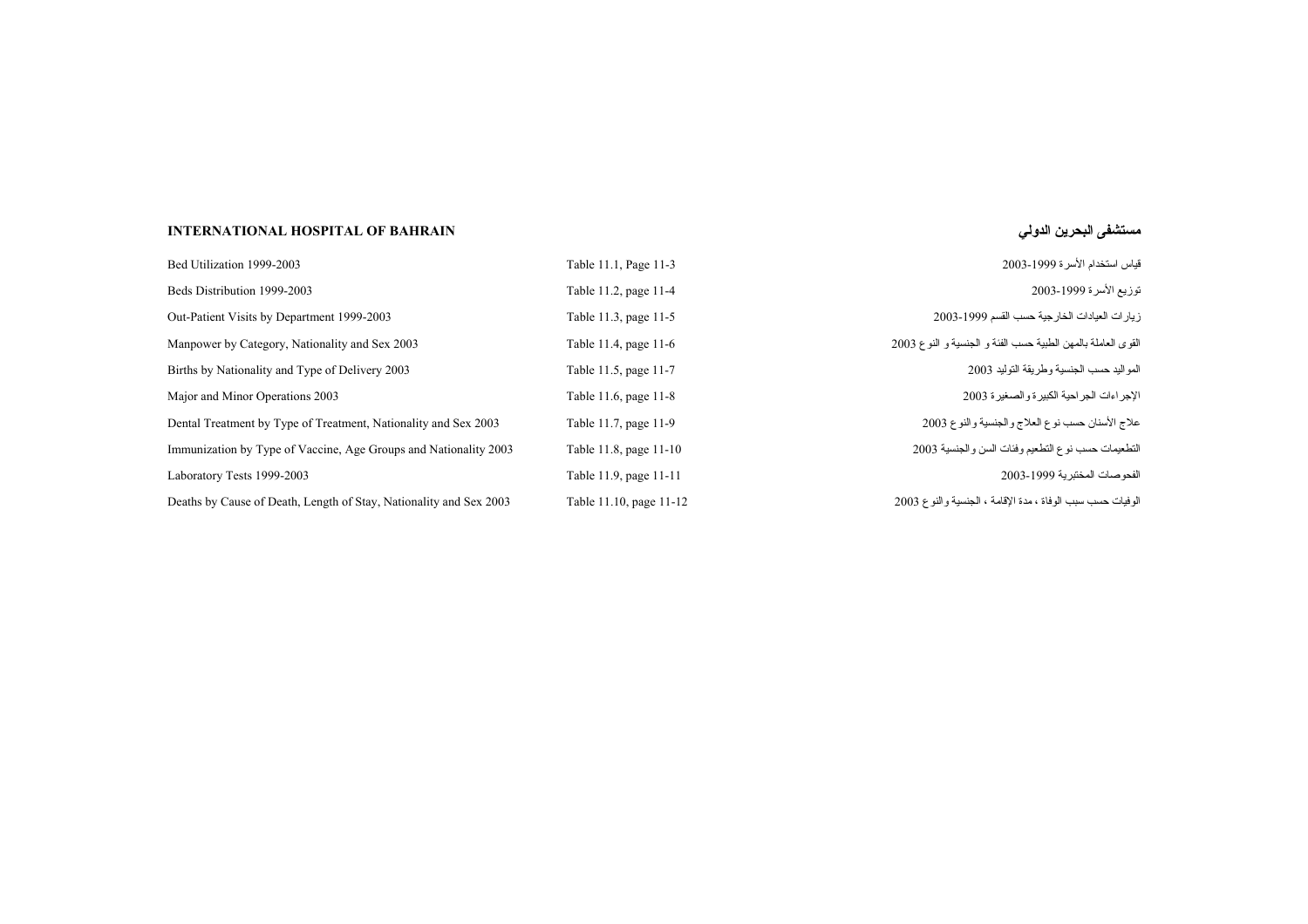## INTERNATIONAL HOSPITAL OF BAHRAIN

## مستشفى البحرين الدولي

| | | |
|---|---|---|
| Bed Utilization 1999-2003 | Table 11.1, Page 11-3 | قياس استخدام الأسرة 1999-2003 |
| Beds Distribution 1999-2003 | Table 11.2, page 11-4 | توزيع الأسرة 1999-2003 |
| Out-Patient Visits by Department 1999-2003 | Table 11.3, page 11-5 | زيارات العيادات الخارجية حسب القسم 1999-2003 |
| Manpower by Category, Nationality and Sex 2003 | Table 11.4, page 11-6 | القوى العاملة بالمهن الطبية حسب الفئة و الجنسية و النوع 2003 |
| Births by Nationality and Type of Delivery 2003 | Table 11.5, page 11-7 | المواليد حسب الجنسية وطريقة التوليد 2003 |
| Major and Minor Operations 2003 | Table 11.6, page 11-8 | الإجراءات الجراحية الكبيرة والصغيرة 2003 |
| Dental Treatment by Type of Treatment, Nationality and Sex 2003 | Table 11.7, page 11-9 | علاج الأسنان حسب نوع العلاج والجنسية والنوع 2003 |
| Immunization by Type of Vaccine, Age Groups and Nationality 2003 | Table 11.8, page 11-10 | التطعيمات حسب نوع التطعيم وفئات السن والجنسية 2003 |
| Laboratory Tests 1999-2003 | Table 11.9, page 11-11 | الفحوصات المختبرية 1999-2003 |
| Deaths by Cause of Death, Length of Stay, Nationality and Sex 2003 | Table 11.10, page 11-12 | الوفيات حسب سبب الوفاة ، مدة الإقامة ، الجنسية والنوع 2003 |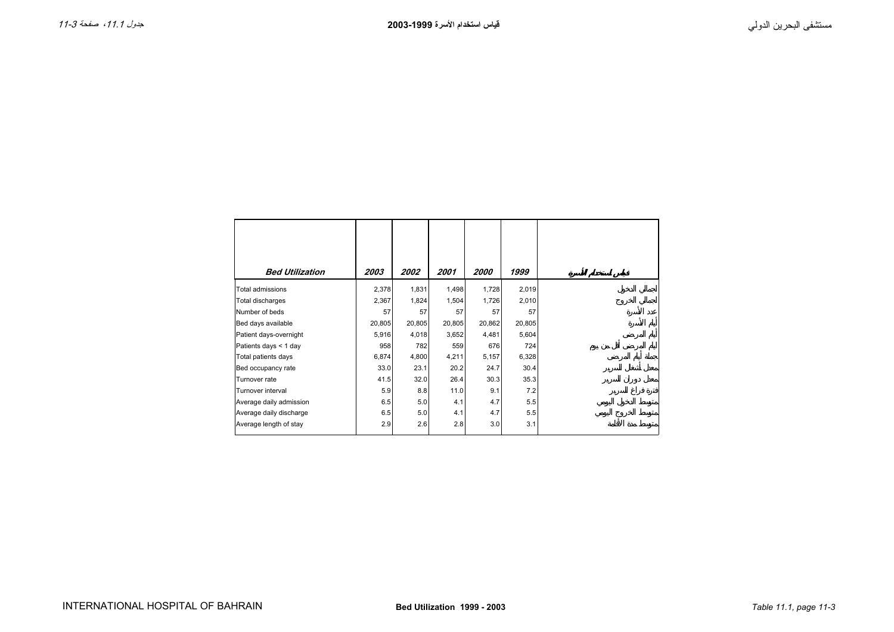| *Bed Utilization* | *2003* | *2002* | *2001* | *2000* | *1999* | قياس استخدام الأسرة |
|---|---|---|---|---|---|---|
| Total admissions | 2,378 | 1,831 | 1,498 | 1,728 | 2,019 | اجمالي الدخول |
| Total discharges | 2,367 | 1,824 | 1,504 | 1,726 | 2,010 | اجمالي الخروج |
| Number of beds | 57 | 57 | 57 | 57 | 57 | عدد الأسرة |
| Bed days available | 20,805 | 20,805 | 20,805 | 20,862 | 20,805 | أيام الأسرة |
| Patient days-overnight | 5,916 | 4,018 | 3,652 | 4,481 | 5,604 | أيام المرضى |
| Patients days < 1 day | 958 | 782 | 559 | 676 | 724 | أيام المرضى أقل من يوم |
| Total patients days | 6,874 | 4,800 | 4,211 | 5,157 | 6,328 | جملة أيام المرضى |
| Bed occupancy rate | 33.0 | 23.1 | 20.2 | 24.7 | 30.4 | معدل أشغال السرير |
| Turnover rate | 41.5 | 32.0 | 26.4 | 30.3 | 35.3 | معدل دوران السرير |
| Turnover interval | 5.9 | 8.8 | 11.0 | 9.1 | 7.2 | فترة فراغ السرير |
| Average daily admission | 6.5 | 5.0 | 4.1 | 4.7 | 5.5 | متوسط الدخول اليومي |
| Average daily discharge | 6.5 | 5.0 | 4.1 | 4.7 | 5.5 | متوسط الخروج اليومي |
| Average length of stay | 2.9 | 2.6 | 2.8 | 3.0 | 3.1 | متوسط مدة الاقامة |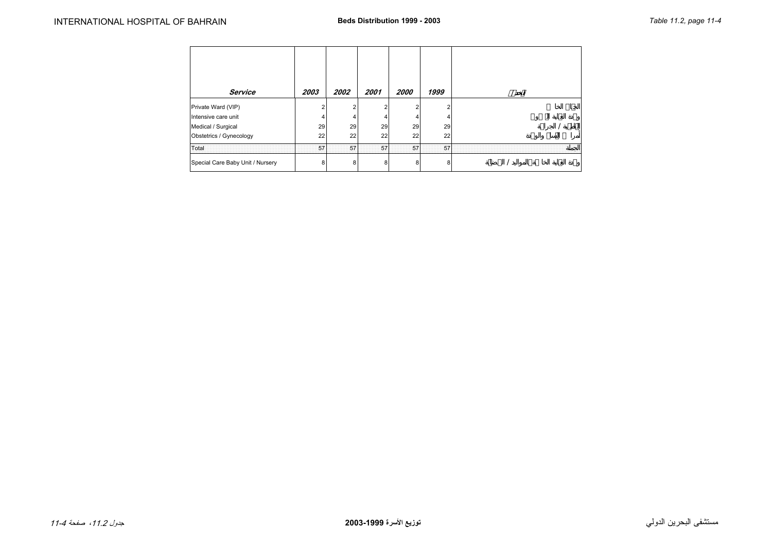| Service | 2003 | 2002 | 2001 | 2000 | 1999 | الخدمة |
|---|---|---|---|---|---|---|
| Private Ward (VIP) | 2 | 2 | 2 | 2 | 2 | الجناح الخاص |
| Intensive care unit | 4 | 4 | 4 | 4 | 4 | وحدة العناية المركزة |
| Medical / Surgical | 29 | 29 | 29 | 29 | 29 | الباطنية / الجراحة |
| Obstetrics / Gynecology | 22 | 22 | 22 | 22 | 22 | أمراض النساء والولادة |
| Total | 57 | 57 | 57 | 57 | 57 | الجملة |
| Special Care Baby Unit / Nursery | 8 | 8 | 8 | 8 | 8 | وحدة العناية الخاصة بالمواليد / الحضانة |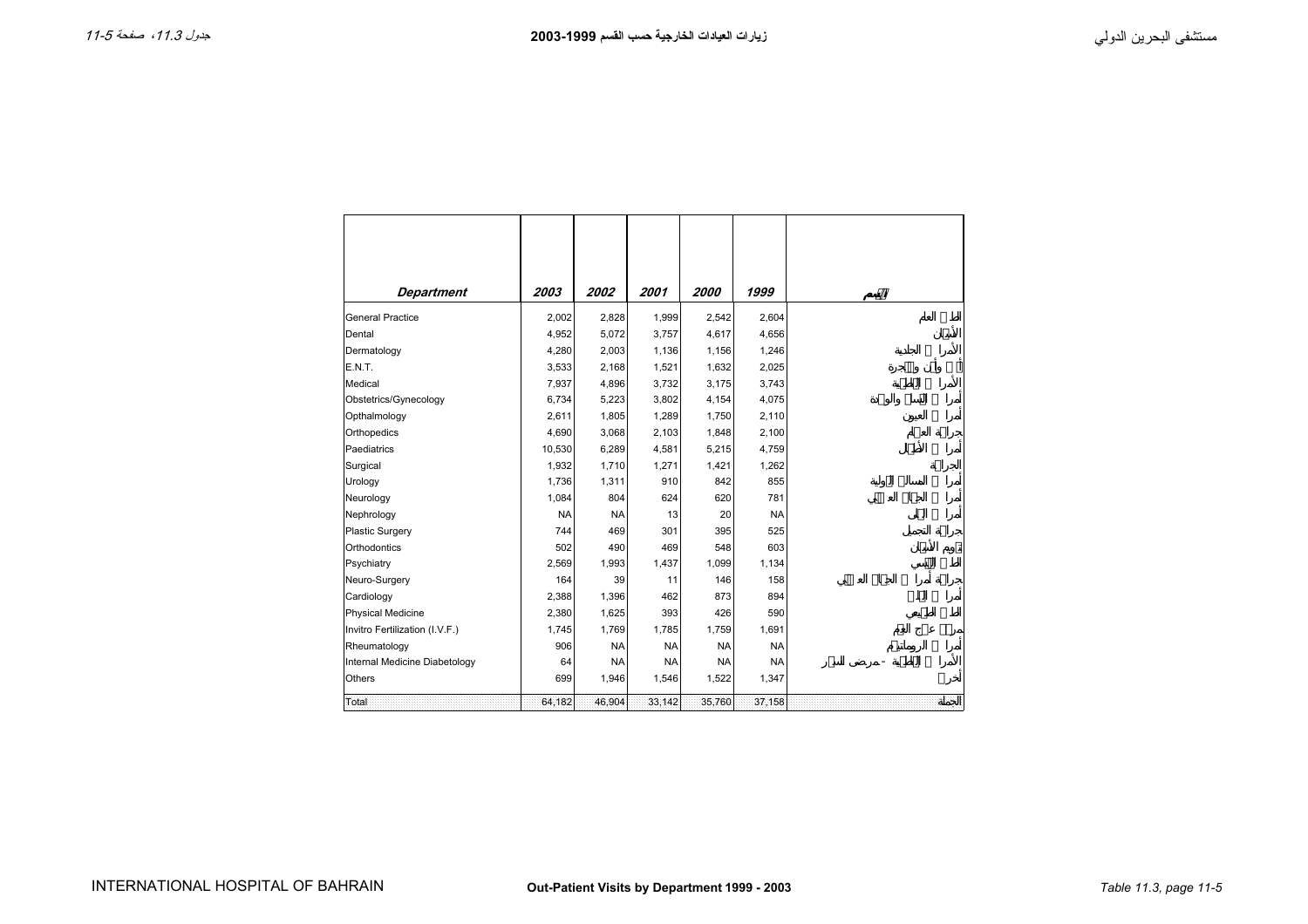# زيارات العيادات الخارجية حسب القسم 1999-2003

## Out-Patient Visits by Department 1999 - 2003

| Department | 2003 | 2002 | 2001 | 2000 | 1999 | القسم |
|---|---|---|---|---|---|---|
| General Practice | 2,002 | 2,828 | 1,999 | 2,542 | 2,604 | الطب العام |
| Dental | 4,952 | 5,072 | 3,757 | 4,617 | 4,656 | الأسنان |
| Dermatology | 4,280 | 2,003 | 1,136 | 1,156 | 1,246 | الأمراض الجلدية |
| E.N.T. | 3,533 | 2,168 | 1,521 | 1,632 | 2,025 | أنف وأذن وحنجرة |
| Medical | 7,937 | 4,896 | 3,732 | 3,175 | 3,743 | الأمراض الباطنية |
| Obstetrics/Gynecology | 6,734 | 5,223 | 3,802 | 4,154 | 4,075 | أمراض النساء والولادة |
| Opthalmology | 2,611 | 1,805 | 1,289 | 1,750 | 2,110 | أمراض العيون |
| Orthopedics | 4,690 | 3,068 | 2,103 | 1,848 | 2,100 | جراحة العظام |
| Paediatrics | 10,530 | 6,289 | 4,581 | 5,215 | 4,759 | أمراض الأطفال |
| Surgical | 1,932 | 1,710 | 1,271 | 1,421 | 1,262 | الجراحة |
| Urology | 1,736 | 1,311 | 910 | 842 | 855 | أمراض المسالك البولية |
| Neurology | 1,084 | 804 | 624 | 620 | 781 | أمراض الجهاز العصبي |
| Nephrology | NA | NA | 13 | 20 | NA | أمراض الكلى |
| Plastic Surgery | 744 | 469 | 301 | 395 | 525 | جراحة التجميل |
| Orthodontics | 502 | 490 | 469 | 548 | 603 | تقويم الأسنان |
| Psychiatry | 2,569 | 1,993 | 1,437 | 1,099 | 1,134 | الطب النفسي |
| Neuro-Surgery | 164 | 39 | 11 | 146 | 158 | جراحة أمراض الجهاز العصبي |
| Cardiology | 2,388 | 1,396 | 462 | 873 | 894 | أمراض القلب |
| Physical Medicine | 2,380 | 1,625 | 393 | 426 | 590 | الطب الطبيعي |
| Invitro Fertilization (I.V.F.) | 1,745 | 1,769 | 1,785 | 1,759 | 1,691 | مركز علاج العقم |
| Rheumatology | 906 | NA | NA | NA | NA | أمراض الروماتيزم |
| Internal Medicine Diabetology | 64 | NA | NA | NA | NA | الأمراض الباطنية - مرض السكر |
| Others | 699 | 1,946 | 1,546 | 1,522 | 1,347 | أخرى |
| Total | 64,182 | 46,904 | 33,142 | 35,760 | 37,158 | الجملة |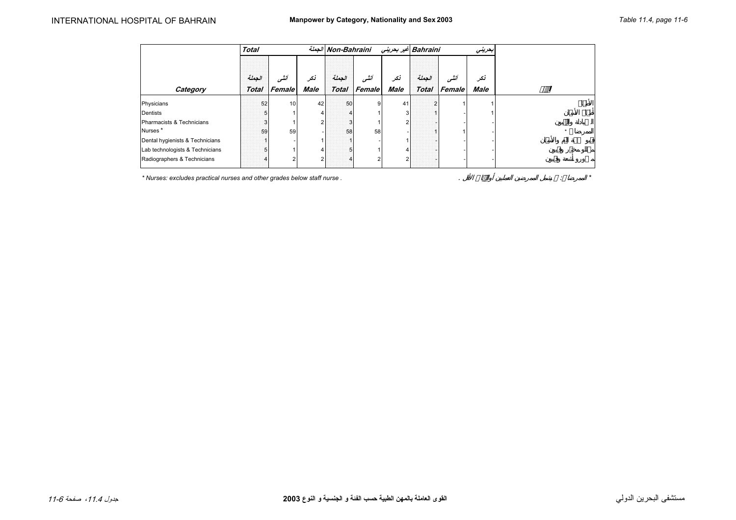# Manpower by Category, Nationality and Sex 2003

| Category | Total | | | Non-Bahraini | | | Bahraini | | | |
|---|---|---|---|---|---|---|---|---|---|---|
| | الجملة Total | أنثى Female | ذكر Male | الجملة Total | أنثى Female | ذكر Male | الجملة Total | أنثى Female | ذكر Male | |
| Physicians | 52 | 10 | 42 | 50 | 9 | 41 | 2 | 1 | 1 | الأطباء |
| Dentists | 5 | 1 | 4 | 4 | 1 | 3 | 1 | - | 1 | أطباء الأسنان |
| Pharmacists & Technicians | 3 | 1 | 2 | 3 | 1 | 2 | - | - | - | الصيادلة والفنيون |
| Nurses * | 59 | 59 | - | 58 | 58 | - | 1 | 1 | - | الممرضات * |
| Dental hygienists & Technicians | 1 | - | 1 | 1 | - | 1 | - | - | - | فنيو صحة الفم والأسنان |
| Lab technologists & Technicians | 5 | 1 | 4 | 5 | 1 | 4 | - | - | - | مختبريون وفنيون |
| Radiographers & Technicians | 4 | 2 | 2 | 4 | 2 | 2 | - | - | - | مصورو أشعة وفنيون |

* Nurses: excludes practical nurses and other grades below staff nurse .

* الممرضات : لا يشمل الممرضين العمليين أو الأقل .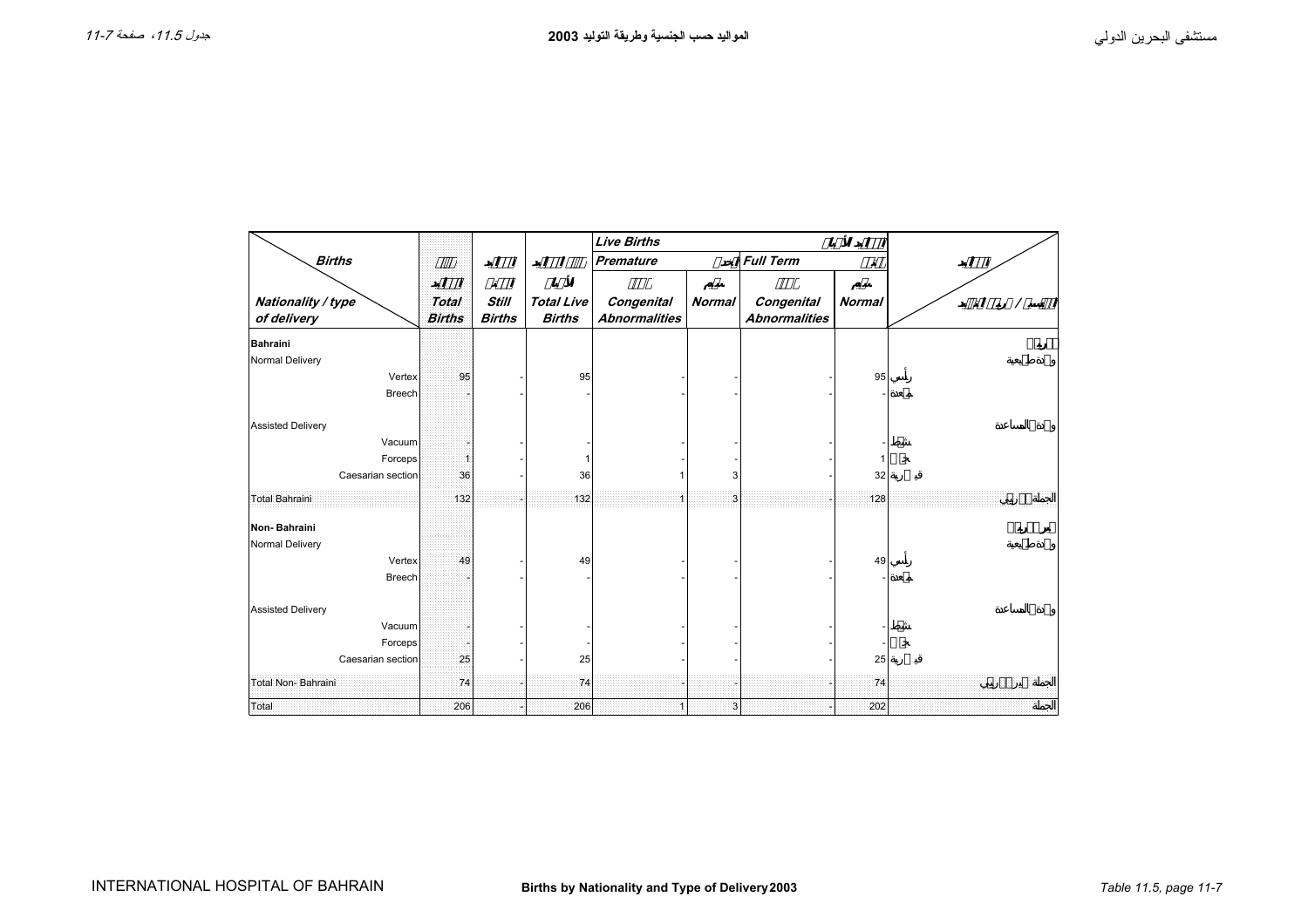# مستشفى البحرين الدولي

## المواليد حسب الجنسية وطريقة التوليد 2003

جدول 11.5، صفحة 11-7

| Births / Nationality / type of delivery | Total Births | Still Births | Total Live Births | Live Births: Premature – Congenital Abnormalities | Live Births: Premature – Normal | Live Births: Full Term – Congenital Abnormalities | Live Births: Full Term – Normal | |
|---|---|---|---|---|---|---|---|---|
| **Bahraini** | | | | | | | | بحريني |
| Normal Delivery | | | | | | | | ولادة طبيعية |
| Vertex | 95 | - | 95 | - | - | - | 95 | رأسي |
| Breech | - | - | - | - | - | - | - | مجيئة |
| Assisted Delivery | | | | | | | | ولادة بالمساعدة |
| Vacuum | - | - | - | - | - | - | - | شفط |
| Forceps | 1 | - | 1 | - | - | - | 1 | جفت |
| Caesarian section | 36 | - | 36 | 1 | 3 | - | 32 | قيصرية |
| Total Bahraini | 132 | - | 132 | 1 | 3 | - | 128 | الجملة بحريني |
| **Non- Bahraini** | | | | | | | | غير بحريني |
| Normal Delivery | | | | | | | | ولادة طبيعية |
| Vertex | 49 | - | 49 | - | - | - | 49 | رأسي |
| Breech | - | - | - | - | - | - | - | مجيئة |
| Assisted Delivery | | | | | | | | ولادة بالمساعدة |
| Vacuum | - | - | - | - | - | - | - | شفط |
| Forceps | - | - | - | - | - | - | - | جفت |
| Caesarian section | 25 | - | 25 | - | - | - | 25 | قيصرية |
| Total Non- Bahraini | 74 | - | 74 | - | - | - | 74 | الجملة غير بحريني |
| Total | 206 | - | 206 | 1 | 3 | - | 202 | الجملة |

INTERNATIONAL HOSPITAL OF BAHRAIN — Births by Nationality and Type of Delivery 2003 — Table 11.5, page 11-7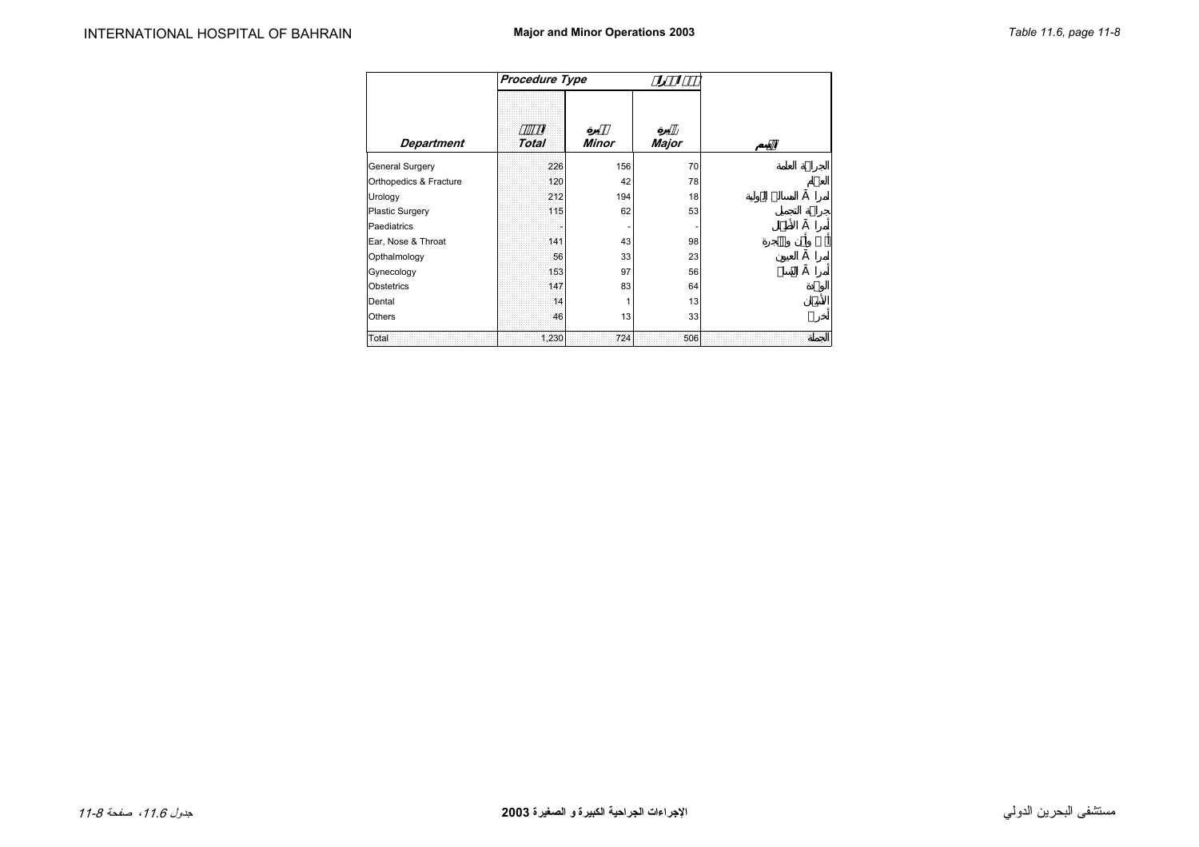## Major and Minor Operations 2003

| Department | Procedure Type | | | |
|---|---|---|---|---|
| | Total | Minor | Major | |
| General Surgery | 226 | 156 | 70 | الجراحة العامة |
| Orthopedics & Fracture | 120 | 42 | 78 | العظام |
| Urology | 212 | 194 | 18 | أمراض المسالك البولية |
| Plastic Surgery | 115 | 62 | 53 | جراحة التجميل |
| Paediatrics | - | - | - | أمراض الأطفال |
| Ear, Nose & Throat | 141 | 43 | 98 | أنف وأذن وحنجرة |
| Opthalmology | 56 | 33 | 23 | أمراض العيون |
| Gynecology | 153 | 97 | 56 | أمراض النساء |
| Obstetrics | 147 | 83 | 64 | الولادة |
| Dental | 14 | 1 | 13 | الأسنان |
| Others | 46 | 13 | 33 | أخرى |
| Total | 1,230 | 724 | 506 | الجملة |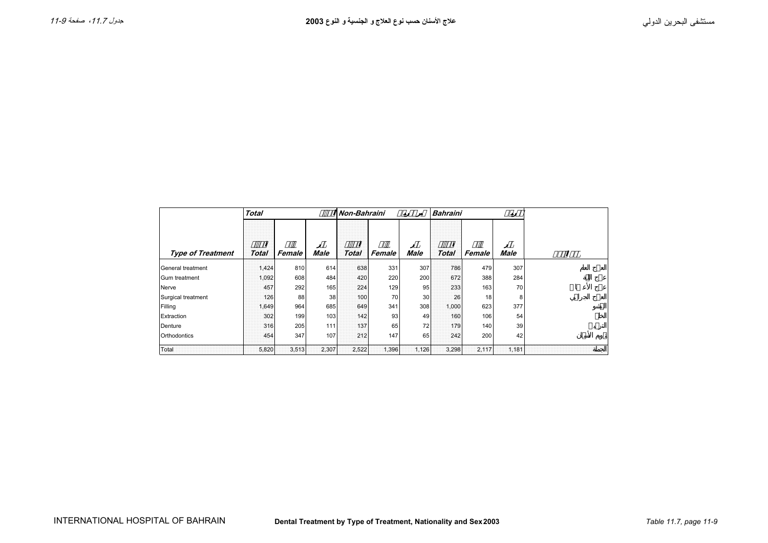# علاج الأسنان حسب نوع العلاج و الجنسية و النوع 2003

## Dental Treatment by Type of Treatment, Nationality and Sex 2003

| Type of Treatment | Total | | | Non-Bahraini | | | Bahraini | | | |
|---|---|---|---|---|---|---|---|---|---|---|
| | Total | Female | Male | Total | Female | Male | Total | Female | Male | |
| General treatment | 1,424 | 810 | 614 | 638 | 331 | 307 | 786 | 479 | 307 | العلاج العام |
| Gum treatment | 1,092 | 608 | 484 | 420 | 220 | 200 | 672 | 388 | 284 | علاج اللثة |
| Nerve | 457 | 292 | 165 | 224 | 129 | 95 | 233 | 163 | 70 | علاج الأعصاب |
| Surgical treatment | 126 | 88 | 38 | 100 | 70 | 30 | 26 | 18 | 8 | العلاج الجراحي |
| Filling | 1,649 | 964 | 685 | 649 | 341 | 308 | 1,000 | 623 | 377 | الحشو |
| Extraction | 302 | 199 | 103 | 142 | 93 | 49 | 160 | 106 | 54 | الخلع |
| Denture | 316 | 205 | 111 | 137 | 65 | 72 | 179 | 140 | 39 | التركيب |
| Orthodontics | 454 | 347 | 107 | 212 | 147 | 65 | 242 | 200 | 42 | تقويم الأسنان |
| Total | 5,820 | 3,513 | 2,307 | 2,522 | 1,396 | 1,126 | 3,298 | 2,117 | 1,181 | الجملة |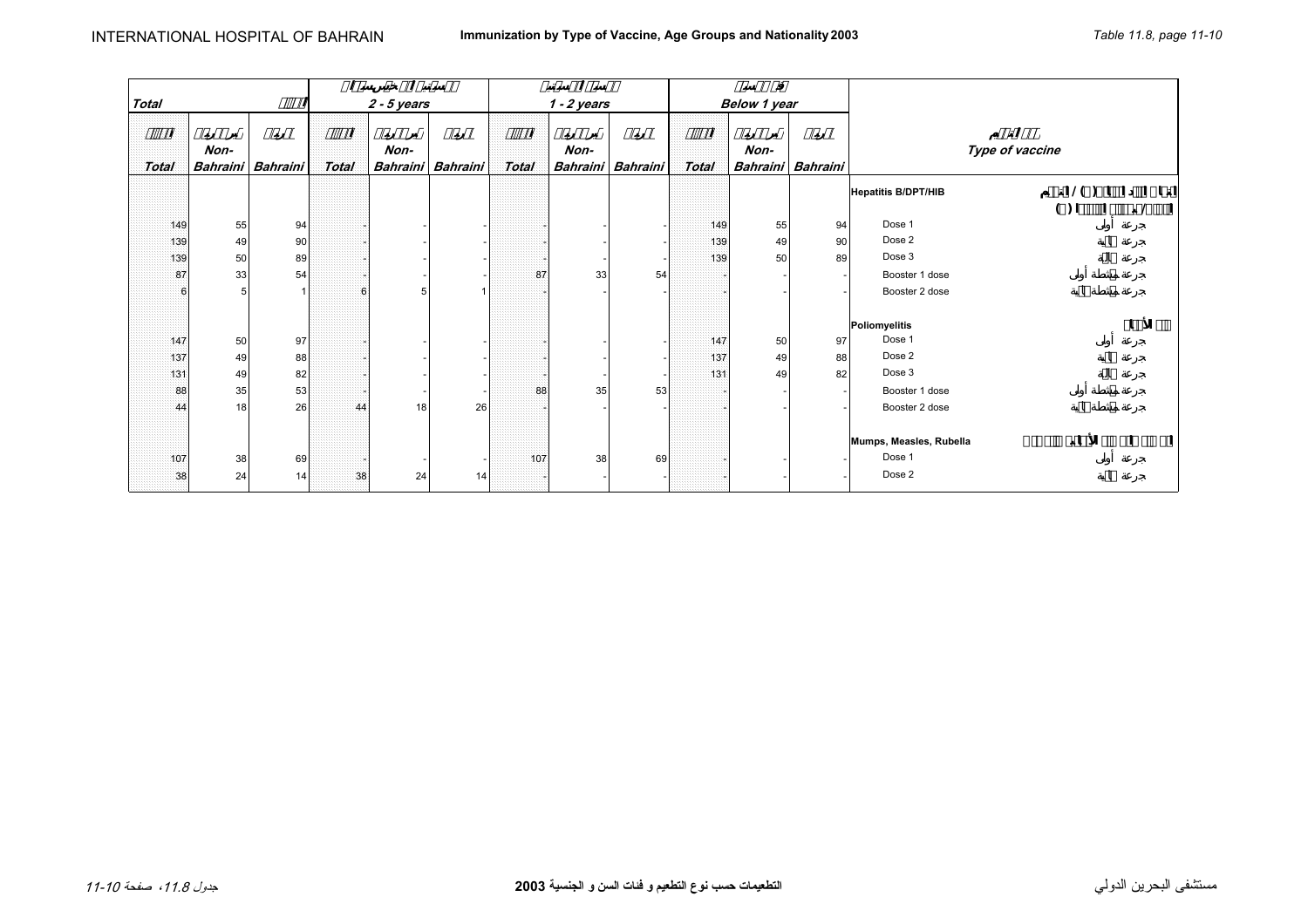# Immunization by Type of Vaccine, Age Groups and Nationality 2003

| Total | | | 2 - 5 years | | | 1 - 2 years | | | Below 1 year | | | Type of vaccine | |
|---|---|---|---|---|---|---|---|---|---|---|---|---|---|
| Total | Non-Bahraini | Bahraini | Total | Non-Bahraini | Bahraini | Total | Non-Bahraini | Bahraini | Total | Non-Bahraini | Bahraini | | |
| | | | | | | | | | | | | Hepatitis B/DPT/HIB | |
| 149 | 55 | 94 | - | - | - | - | - | - | 149 | 55 | 94 | Dose 1 | جرعة أولى |
| 139 | 49 | 90 | - | - | - | - | - | - | 139 | 49 | 90 | Dose 2 | جرعة ثانية |
| 139 | 50 | 89 | - | - | - | - | - | - | 139 | 50 | 89 | Dose 3 | جرعة ثالثة |
| 87 | 33 | 54 | - | - | - | 87 | 33 | 54 | - | - | - | Booster 1 dose | جرعة منشطة أولى |
| 6 | 5 | 1 | 6 | 5 | 1 | - | - | - | - | - | - | Booster 2 dose | جرعة منشطة ثانية |
| | | | | | | | | | | | | Poliomyelitis | |
| 147 | 50 | 97 | - | - | - | - | - | - | 147 | 50 | 97 | Dose 1 | جرعة أولى |
| 137 | 49 | 88 | - | - | - | - | - | - | 137 | 49 | 88 | Dose 2 | جرعة ثانية |
| 131 | 49 | 82 | - | - | - | - | - | - | 131 | 49 | 82 | Dose 3 | جرعة ثالثة |
| 88 | 35 | 53 | - | - | - | 88 | 35 | 53 | - | - | - | Booster 1 dose | جرعة منشطة أولى |
| 44 | 18 | 26 | 44 | 18 | 26 | - | - | - | - | - | - | Booster 2 dose | جرعة منشطة ثانية |
| | | | | | | | | | | | | Mumps, Measles, Rubella | |
| 107 | 38 | 69 | - | - | - | 107 | 38 | 69 | - | - | - | Dose 1 | جرعة أولى |
| 38 | 24 | 14 | 38 | 24 | 14 | - | - | - | - | - | - | Dose 2 | جرعة ثانية |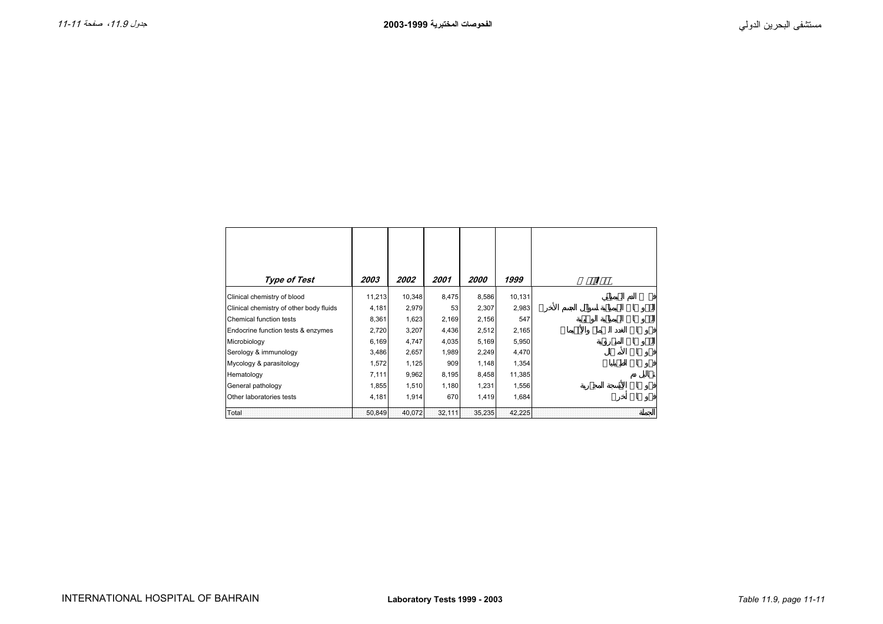# Laboratory Tests 1999 - 2003

## الفحوصات المختبرية 1999-2003

| Type of Test | 2003 | 2002 | 2001 | 2000 | 1999 | نوع الفحص |
|---|---|---|---|---|---|---|
| Clinical chemistry of blood | 11,213 | 10,348 | 8,475 | 8,586 | 10,131 | فحوص الدم الكيميائية |
| Clinical chemistry of other body fluids | 4,181 | 2,979 | 53 | 2,307 | 2,983 | الفحوص الكيميائية لسوائل الجسم الأخرى |
| Chemical function tests | 8,361 | 1,623 | 2,169 | 2,156 | 547 | الفحوص الكيميائية الوظيفية |
| Endocrine function tests & enzymes | 2,720 | 3,207 | 4,436 | 2,512 | 2,165 | فحوص الغدد الصماء والأنزيمات |
| Microbiology | 6,169 | 4,747 | 4,035 | 5,169 | 5,950 | الفحوص المجهرية |
| Serology & immunology | 3,486 | 2,657 | 1,989 | 2,249 | 4,470 | فحوص الأمصال |
| Mycology & parasitology | 1,572 | 1,125 | 909 | 1,148 | 1,354 | فحوص الطفيليات |
| Hematology | 7,111 | 9,962 | 8,195 | 8,458 | 11,385 | تحاليل الدم |
| General pathology | 1,855 | 1,510 | 1,180 | 1,231 | 1,556 | فحوص الأنسجة المجهرية |
| Other laboratories tests | 4,181 | 1,914 | 670 | 1,419 | 1,684 | فحوص أخرى |
| Total | 50,849 | 40,072 | 32,111 | 35,235 | 42,225 | الجملة |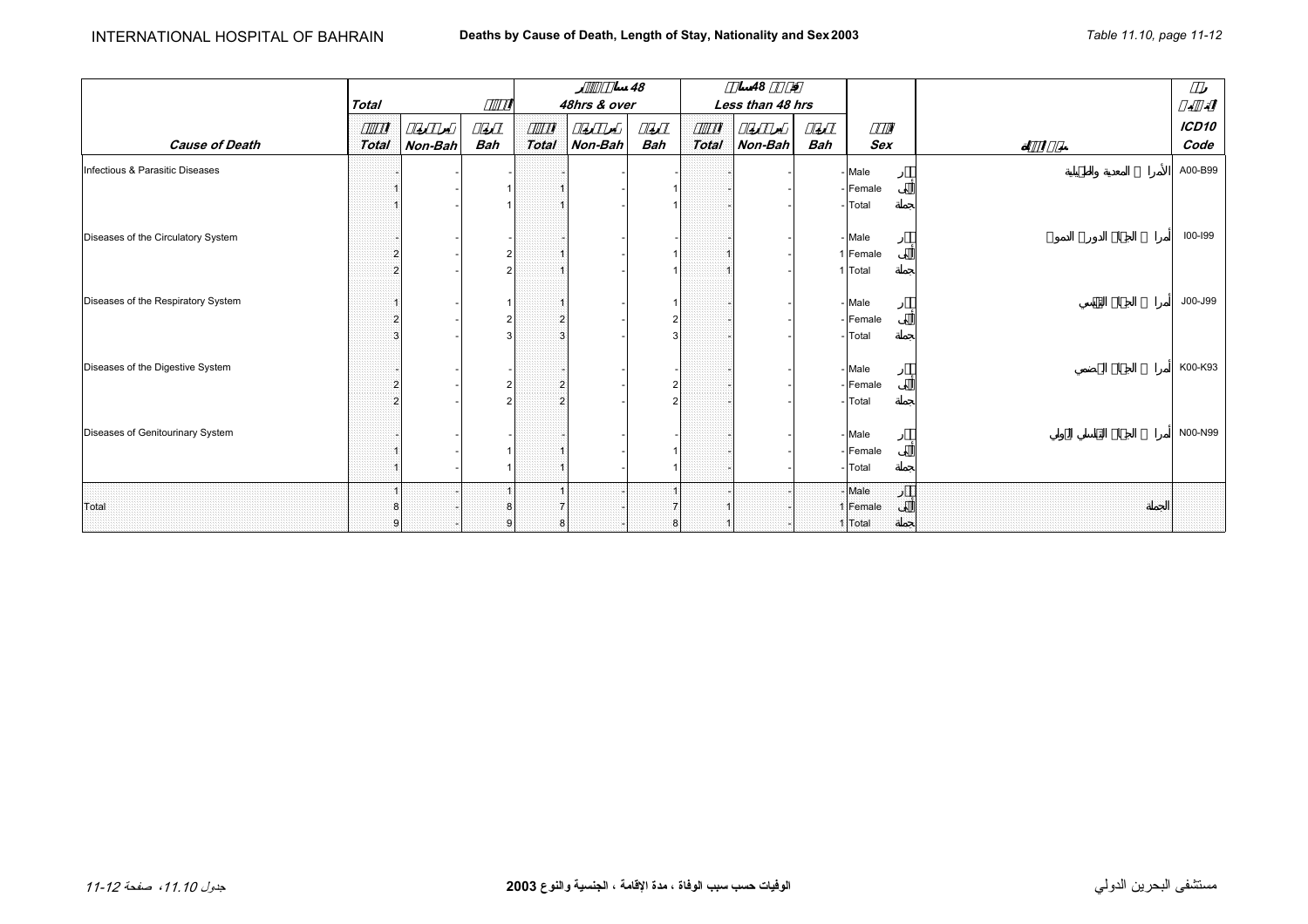# Deaths by Cause of Death, Length of Stay, Nationality and Sex 2003

Table 11.10, page 11-12

| | Total | | | 48hrs & over | | | Less than 48 hrs | | | | | |
|---|---|---|---|---|---|---|---|---|---|---|---|---|
| **Cause of Death** | **Total** | **Non-Bah** | **Bah** | **Total** | **Non-Bah** | **Bah** | **Total** | **Non-Bah** | **Bah** | **Sex** | | **ICD10 Code** |
| Infectious & Parasitic Diseases | - | - | - | - | - | - | - | - | - | Male | الأمراض المعدية والطفيلية | A00-B99 |
| | 1 | - | 1 | 1 | - | 1 | - | - | - | Female | | |
| | 1 | - | 1 | 1 | - | 1 | - | - | - | Total | | |
| Diseases of the Circulatory System | - | - | - | - | - | - | - | - | - | Male | أمراض الجهاز الدوري الدموي | I00-I99 |
| | 2 | - | 2 | 1 | - | 1 | 1 | - | 1 | Female | | |
| | 2 | - | 2 | 1 | - | 1 | 1 | - | 1 | Total | | |
| Diseases of the Respiratory System | 1 | - | 1 | 1 | - | 1 | - | - | - | Male | أمراض الجهاز التنفسي | J00-J99 |
| | 2 | - | 2 | 2 | - | 2 | - | - | - | Female | | |
| | 3 | - | 3 | 3 | - | 3 | - | - | - | Total | | |
| Diseases of the Digestive System | - | - | - | - | - | - | - | - | - | Male | أمراض الجهاز الهضمي | K00-K93 |
| | 2 | - | 2 | 2 | - | 2 | - | - | - | Female | | |
| | 2 | - | 2 | 2 | - | 2 | - | - | - | Total | | |
| Diseases of Genitourinary System | - | - | - | - | - | - | - | - | - | Male | أمراض الجهاز التناسلي والبولي | N00-N99 |
| | 1 | - | 1 | 1 | - | 1 | - | - | - | Female | | |
| | 1 | - | 1 | 1 | - | 1 | - | - | - | Total | | |
| | 1 | - | 1 | 1 | - | 1 | - | - | - | Male | | |
| Total | 8 | - | 8 | 7 | - | 7 | 1 | - | 1 | Female | الجملة | |
| | 9 | - | 9 | 8 | - | 8 | 1 | - | 1 | Total | | |

الوفيات حسب سبب الوفاة ، مدة الإقامة ، الجنسية والنوع 2003